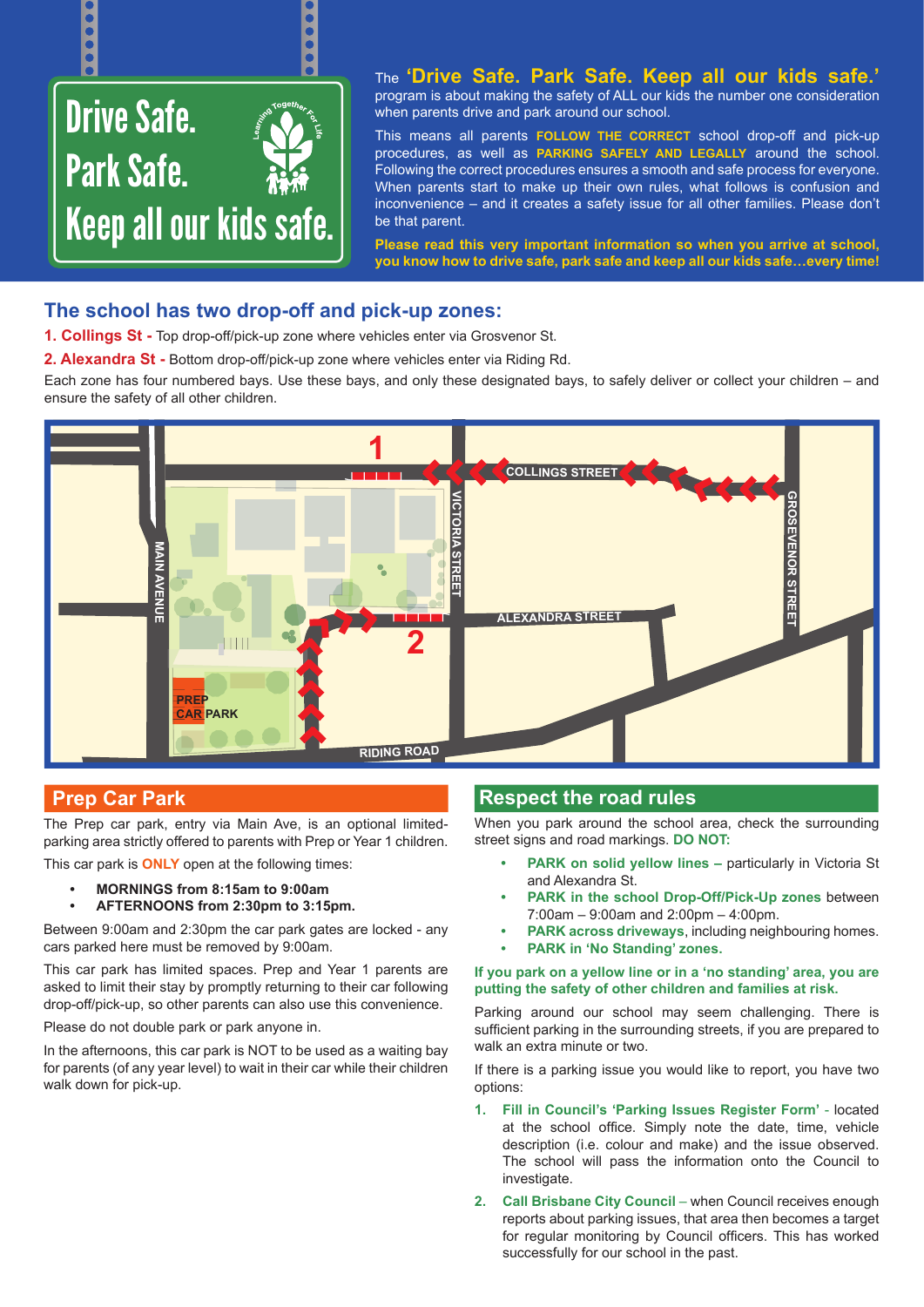# Drive Safe. Park Safe. Keep all our kids safe.

Learning Together For Life

The **'Drive Safe. Park Safe. Keep all our kids safe.'** program is about making the safety of ALL our kids the number one consideration when parents drive and park around our school.

This means all parents **FOLLOW THE CORRECT** school drop-off and pick-up procedures, as well as **PARKING SAFELY AND LEGALLY** around the school. Following the correct procedures ensures a smooth and safe process for everyone. When parents start to make up their own rules, what follows is confusion and inconvenience – and it creates a safety issue for all other families. Please don't be that parent.

**Please read this very important information so when you arrive at school, you know how to drive safe, park safe and keep all our kids safe…every time!**

## The school has two drop-off and pick-up zones:

**1. Collings St -** Top drop-off/pick-up zone where vehicles enter via Grosvenor St.

**2. Alexandra St -** Bottom drop-off/pick-up zone where vehicles enter via Riding Rd.

Each zone has four numbered bays. Use these bays, and only these designated bays, to safely deliver or collect your children – and ensure the safety of all other children.

MAIN AVENUE — COLLINGS STREET — VICTORIA STREET — ALEXANDRA STREET — GROSVENOR STREET — RIDING ROAD — PREP CAR PARK — 1 — 2

## Prep Car Park

The Prep car park, entry via Main Ave, is an optional limited-parking area strictly offered to parents with Prep or Year 1 children.

This car park is **ONLY** open at the following times:

- **MORNINGS from 8:15am to 9:00am**
- **AFTERNOONS from 2:30pm to 3:15pm.**

Between 9:00am and 2:30pm the car park gates are locked - any cars parked here must be removed by 9:00am.

This car park has limited spaces. Prep and Year 1 parents are asked to limit their stay by promptly returning to their car following drop-off/pick-up, so other parents can also use this convenience.

Please do not double park or park anyone in.

In the afternoons, this car park is NOT to be used as a waiting bay for parents (of any year level) to wait in their car while their children walk down for pick-up.

## Respect the road rules

When you park around the school area, check the surrounding street signs and road markings. **DO NOT:**

- **PARK on solid yellow lines –** particularly in Victoria St and Alexandra St.
- **PARK in the school Drop-Off/Pick-Up zones** between 7:00am – 9:00am and 2:00pm – 4:00pm.
- **PARK across driveways**, including neighbouring homes.
- **PARK in 'No Standing' zones.**

**If you park on a yellow line or in a 'no standing' area, you are putting the safety of other children and families at risk.**

Parking around our school may seem challenging. There is sufficient parking in the surrounding streets, if you are prepared to walk an extra minute or two.

If there is a parking issue you would like to report, you have two options:

1. **Fill in Council's 'Parking Issues Register Form'** - located at the school office. Simply note the date, time, vehicle description (i.e. colour and make) and the issue observed. The school will pass the information onto the Council to investigate.
2. **Call Brisbane City Council** – when Council receives enough reports about parking issues, that area then becomes a target for regular monitoring by Council officers. This has worked successfully for our school in the past.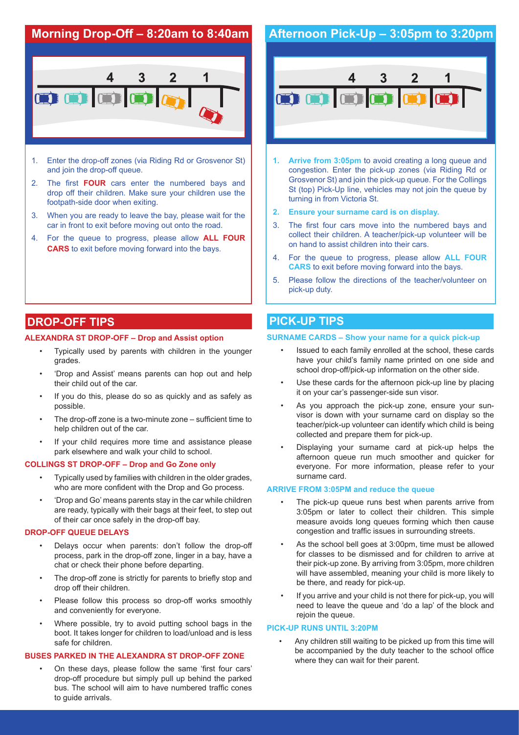## Morning Drop-Off – 8:20am to 8:40am

4 3 2 1

1. Enter the drop-off zones (via Riding Rd or Grosvenor St) and join the drop-off queue.
2. The first **FOUR** cars enter the numbered bays and drop off their children. Make sure your children use the footpath-side door when exiting.
3. When you are ready to leave the bay, please wait for the car in front to exit before moving out onto the road.
4. For the queue to progress, please allow **ALL FOUR CARS** to exit before moving forward into the bays.

## Afternoon Pick-Up – 3:05pm to 3:20pm

4 3 2 1

1. **Arrive from 3:05pm** to avoid creating a long queue and congestion. Enter the pick-up zones (via Riding Rd or Grosvenor St) and join the pick-up queue. For the Collings St (top) Pick-Up line, vehicles may not join the queue by turning in from Victoria St.
2. **Ensure your surname card is on display.**
3. The first four cars move into the numbered bays and collect their children. A teacher/pick-up volunteer will be on hand to assist children into their cars.
4. For the queue to progress, please allow **ALL FOUR CARS** to exit before moving forward into the bays.
5. Please follow the directions of the teacher/volunteer on pick-up duty.

## DROP-OFF TIPS

### ALEXANDRA ST DROP-OFF – Drop and Assist option

- Typically used by parents with children in the younger grades.
- 'Drop and Assist' means parents can hop out and help their child out of the car.
- If you do this, please do so as quickly and as safely as possible.
- The drop-off zone is a two-minute zone – sufficient time to help children out of the car.
- If your child requires more time and assistance please park elsewhere and walk your child to school.

### COLLINGS ST DROP-OFF – Drop and Go Zone only

- Typically used by families with children in the older grades, who are more confident with the Drop and Go process.
- 'Drop and Go' means parents stay in the car while children are ready, typically with their bags at their feet, to step out of their car once safely in the drop-off bay.

### DROP-OFF QUEUE DELAYS

- Delays occur when parents: don't follow the drop-off process, park in the drop-off zone, linger in a bay, have a chat or check their phone before departing.
- The drop-off zone is strictly for parents to briefly stop and drop off their children.
- Please follow this process so drop-off works smoothly and conveniently for everyone.
- Where possible, try to avoid putting school bags in the boot. It takes longer for children to load/unload and is less safe for children.

### BUSES PARKED IN THE ALEXANDRA ST DROP-OFF ZONE

- On these days, please follow the same 'first four cars' drop-off procedure but simply pull up behind the parked bus. The school will aim to have numbered traffic cones to guide arrivals.

## PICK-UP TIPS

### SURNAME CARDS – Show your name for a quick pick-up

- Issued to each family enrolled at the school, these cards have your child's family name printed on one side and school drop-off/pick-up information on the other side.
- Use these cards for the afternoon pick-up line by placing it on your car's passenger-side sun visor.
- As you approach the pick-up zone, ensure your sun-visor is down with your surname card on display so the teacher/pick-up volunteer can identify which child is being collected and prepare them for pick-up.
- Displaying your surname card at pick-up helps the afternoon queue run much smoother and quicker for everyone. For more information, please refer to your surname card.

### ARRIVE FROM 3:05PM and reduce the queue

- The pick-up queue runs best when parents arrive from 3:05pm or later to collect their children. This simple measure avoids long queues forming which then cause congestion and traffic issues in surrounding streets.
- As the school bell goes at 3:00pm, time must be allowed for classes to be dismissed and for children to arrive at their pick-up zone. By arriving from 3:05pm, more children will have assembled, meaning your child is more likely to be there, and ready for pick-up.
- If you arrive and your child is not there for pick-up, you will need to leave the queue and 'do a lap' of the block and rejoin the queue.

### PICK-UP RUNS UNTIL 3:20PM

- Any children still waiting to be picked up from this time will be accompanied by the duty teacher to the school office where they can wait for their parent.